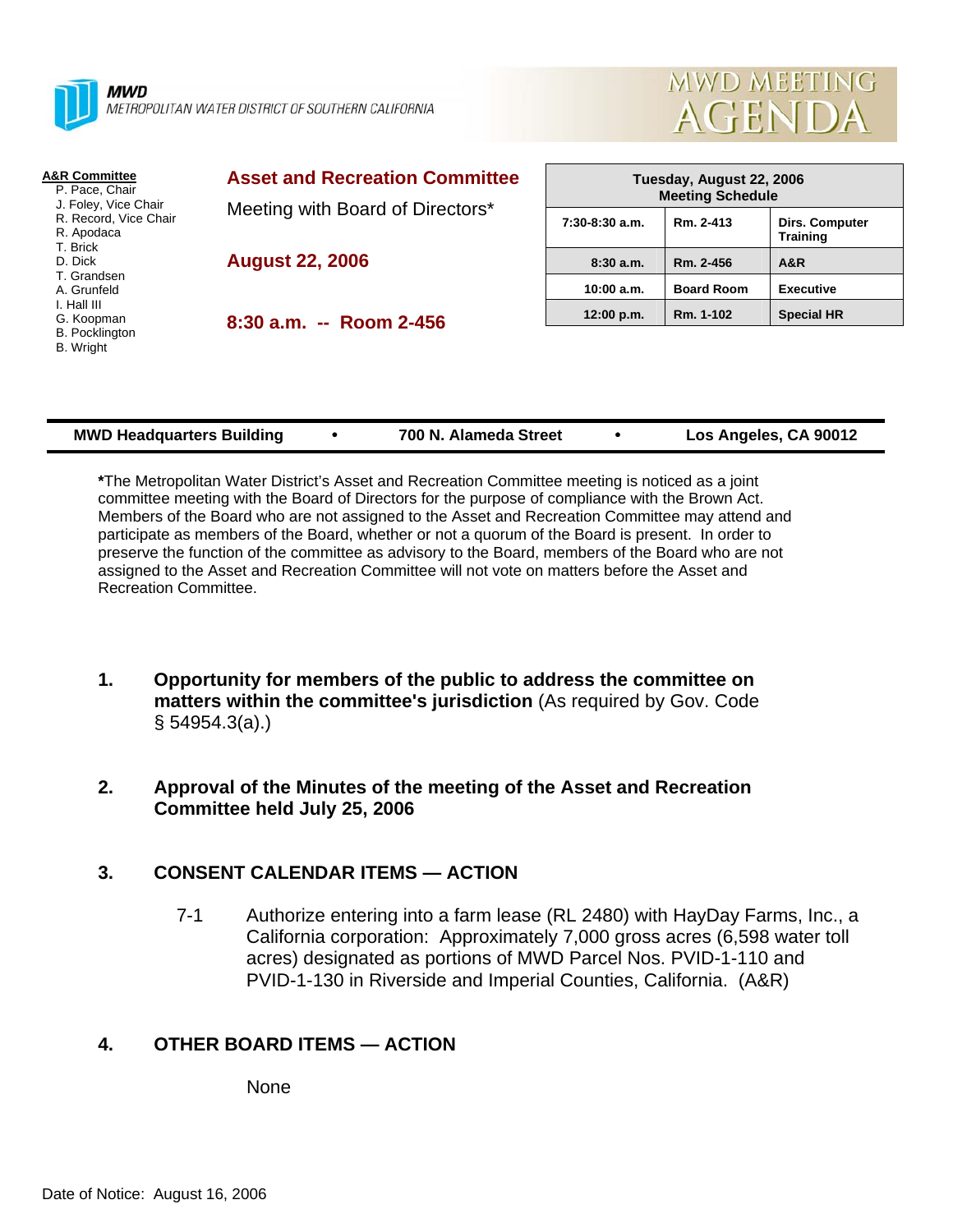**MWD**
METROPOLITAN WATER DISTRICT OF SOUTHERN CALIFORNIA

# MWD MEETING AGENDA

**A&R Committee**
P. Pace, Chair
J. Foley, Vice Chair
R. Record, Vice Chair
R. Apodaca
T. Brick
D. Dick
T. Grandsen
A. Grunfeld
I. Hall III
G. Koopman
B. Pocklington
B. Wright

## Asset and Recreation Committee

Meeting with Board of Directors*

**August 22, 2006**

**8:30 a.m. -- Room 2-456**

| Tuesday, August 22, 2006 Meeting Schedule | | |
|---|---|---|
| 7:30-8:30 a.m. | Rm. 2-413 | Dirs. Computer Training |
| 8:30 a.m. | Rm. 2-456 | A&R |
| 10:00 a.m. | Board Room | Executive |
| 12:00 p.m. | Rm. 1-102 | Special HR |

**MWD Headquarters Building • 700 N. Alameda Street • Los Angeles, CA 90012**

**\***The Metropolitan Water District's Asset and Recreation Committee meeting is noticed as a joint committee meeting with the Board of Directors for the purpose of compliance with the Brown Act. Members of the Board who are not assigned to the Asset and Recreation Committee may attend and participate as members of the Board, whether or not a quorum of the Board is present. In order to preserve the function of the committee as advisory to the Board, members of the Board who are not assigned to the Asset and Recreation Committee will not vote on matters before the Asset and Recreation Committee.

**1. Opportunity for members of the public to address the committee on matters within the committee's jurisdiction** (As required by Gov. Code § 54954.3(a).)

**2. Approval of the Minutes of the meeting of the Asset and Recreation Committee held July 25, 2006**

**3. CONSENT CALENDAR ITEMS — ACTION**

7-1 Authorize entering into a farm lease (RL 2480) with HayDay Farms, Inc., a California corporation: Approximately 7,000 gross acres (6,598 water toll acres) designated as portions of MWD Parcel Nos. PVID-1-110 and PVID-1-130 in Riverside and Imperial Counties, California. (A&R)

**4. OTHER BOARD ITEMS — ACTION**

None

Date of Notice: August 16, 2006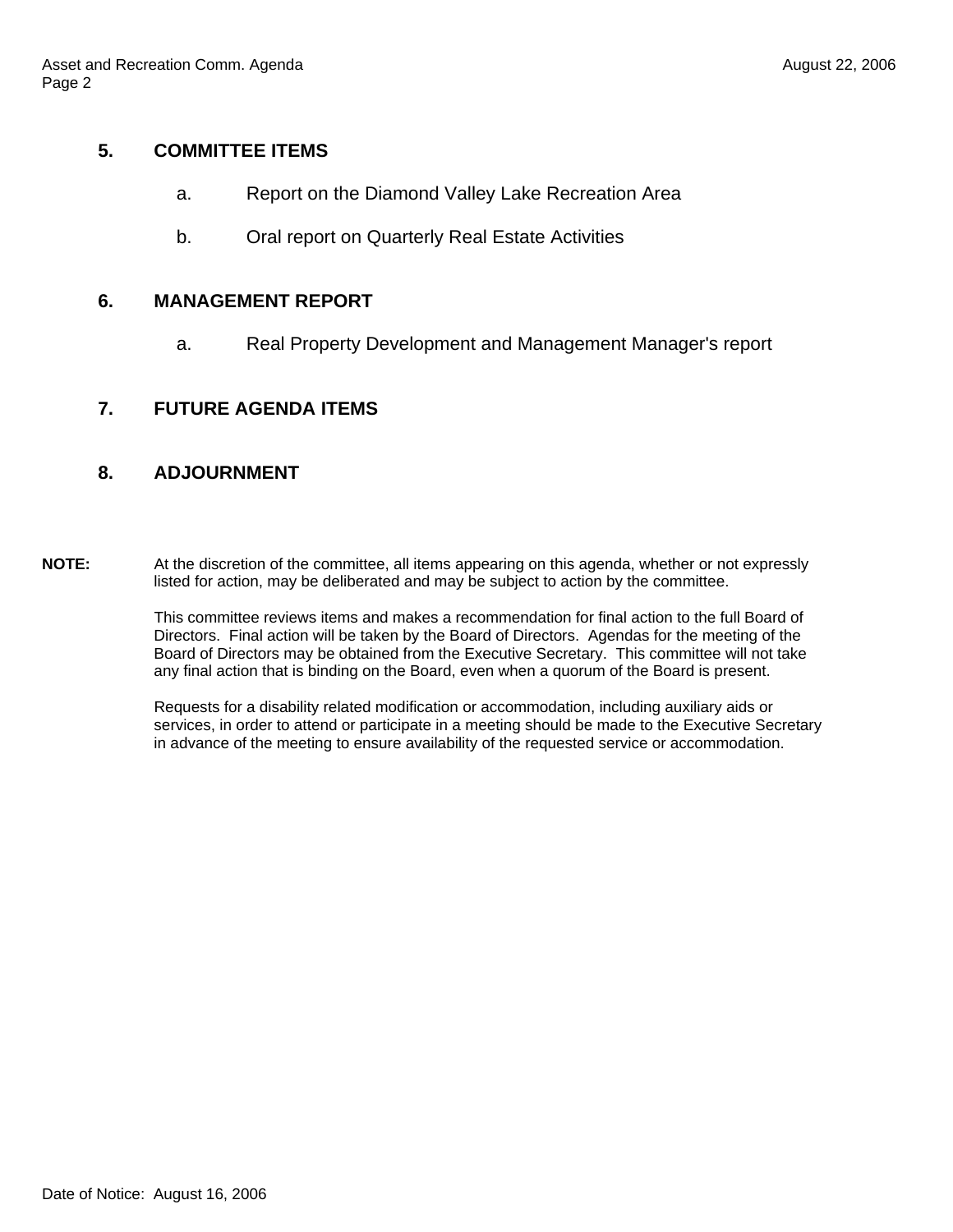## 5. COMMITTEE ITEMS

a. Report on the Diamond Valley Lake Recreation Area

b. Oral report on Quarterly Real Estate Activities

## 6. MANAGEMENT REPORT

a. Real Property Development and Management Manager's report

## 7. FUTURE AGENDA ITEMS

## 8. ADJOURNMENT

**NOTE:** At the discretion of the committee, all items appearing on this agenda, whether or not expressly listed for action, may be deliberated and may be subject to action by the committee.

This committee reviews items and makes a recommendation for final action to the full Board of Directors. Final action will be taken by the Board of Directors. Agendas for the meeting of the Board of Directors may be obtained from the Executive Secretary. This committee will not take any final action that is binding on the Board, even when a quorum of the Board is present.

Requests for a disability related modification or accommodation, including auxiliary aids or services, in order to attend or participate in a meeting should be made to the Executive Secretary in advance of the meeting to ensure availability of the requested service or accommodation.

Date of Notice: August 16, 2006